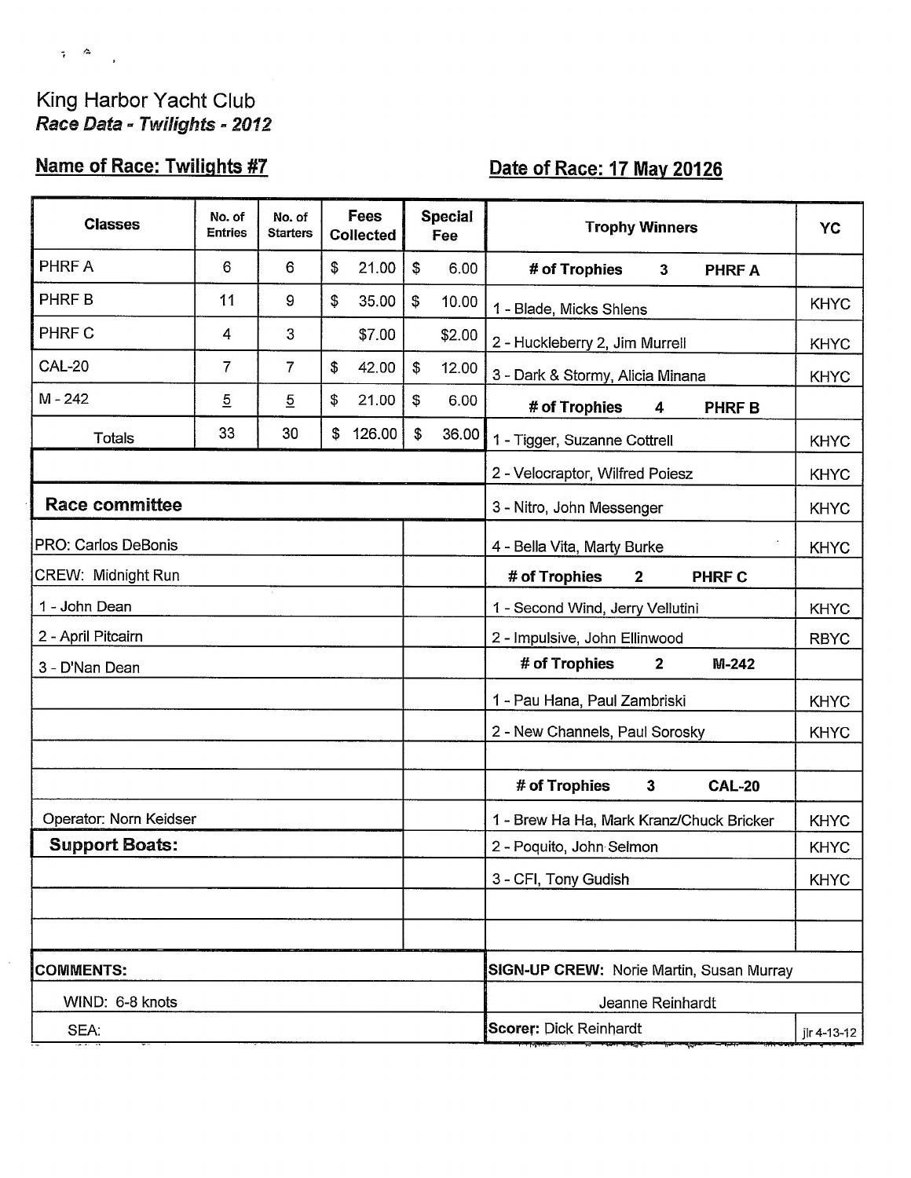King Harbor Yacht Club
*Race Data - Twilights - 2012*

**Name of Race: Twilights #7**

**Date of Race: 17 May 20126**

| Classes | No. of Entries | No. of Starters | Fees Collected | Special Fee |
|---|---|---|---|---|
| PHRF A | 6 | 6 | $ 21.00 | $ 6.00 |
| PHRF B | 11 | 9 | $ 35.00 | $ 10.00 |
| PHRF C | 4 | 3 | $7.00 | $2.00 |
| CAL-20 | 7 | 7 | $ 42.00 | $ 12.00 |
| M - 242 | 5 | 5 | $ 21.00 | $ 6.00 |
| Totals | 33 | 30 | $ 126.00 | $ 36.00 |

| Trophy Winners | YC |
|---|---|
| **# of Trophies 3 PHRF A** | |
| 1 - Blade, Micks Shlens | KHYC |
| 2 - Huckleberry 2, Jim Murrell | KHYC |
| 3 - Dark & Stormy, Alicia Minana | KHYC |
| **# of Trophies 4 PHRF B** | |
| 1 - Tigger, Suzanne Cottrell | KHYC |
| 2 - Velocraptor, Wilfred Poiesz | KHYC |
| 3 - Nitro, John Messenger | KHYC |
| 4 - Bella Vita, Marty Burke | KHYC |
| **# of Trophies 2 PHRF C** | |
| 1 - Second Wind, Jerry Vellutini | KHYC |
| 2 - Impulsive, John Ellinwood | RBYC |
| **# of Trophies 2 M-242** | |
| 1 - Pau Hana, Paul Zambriski | KHYC |
| 2 - New Channels, Paul Sorosky | KHYC |
| **# of Trophies 3 CAL-20** | |
| 1 - Brew Ha Ha, Mark Kranz/Chuck Bricker | KHYC |
| 2 - Poquito, John Selmon | KHYC |
| 3 - CFI, Tony Gudish | KHYC |

**Race committee**

PRO: Carlos DeBonis

CREW: Midnight Run

1 - John Dean

2 - April Pitcairn

3 - D'Nan Dean

Operator: Norn Keidser

**Support Boats:**

**COMMENTS:**

WIND: 6-8 knots

SEA:

**SIGN-UP CREW:** Norie Martin, Susan Murray

Jeanne Reinhardt

**Scorer:** Dick Reinhardt

jlr 4-13-12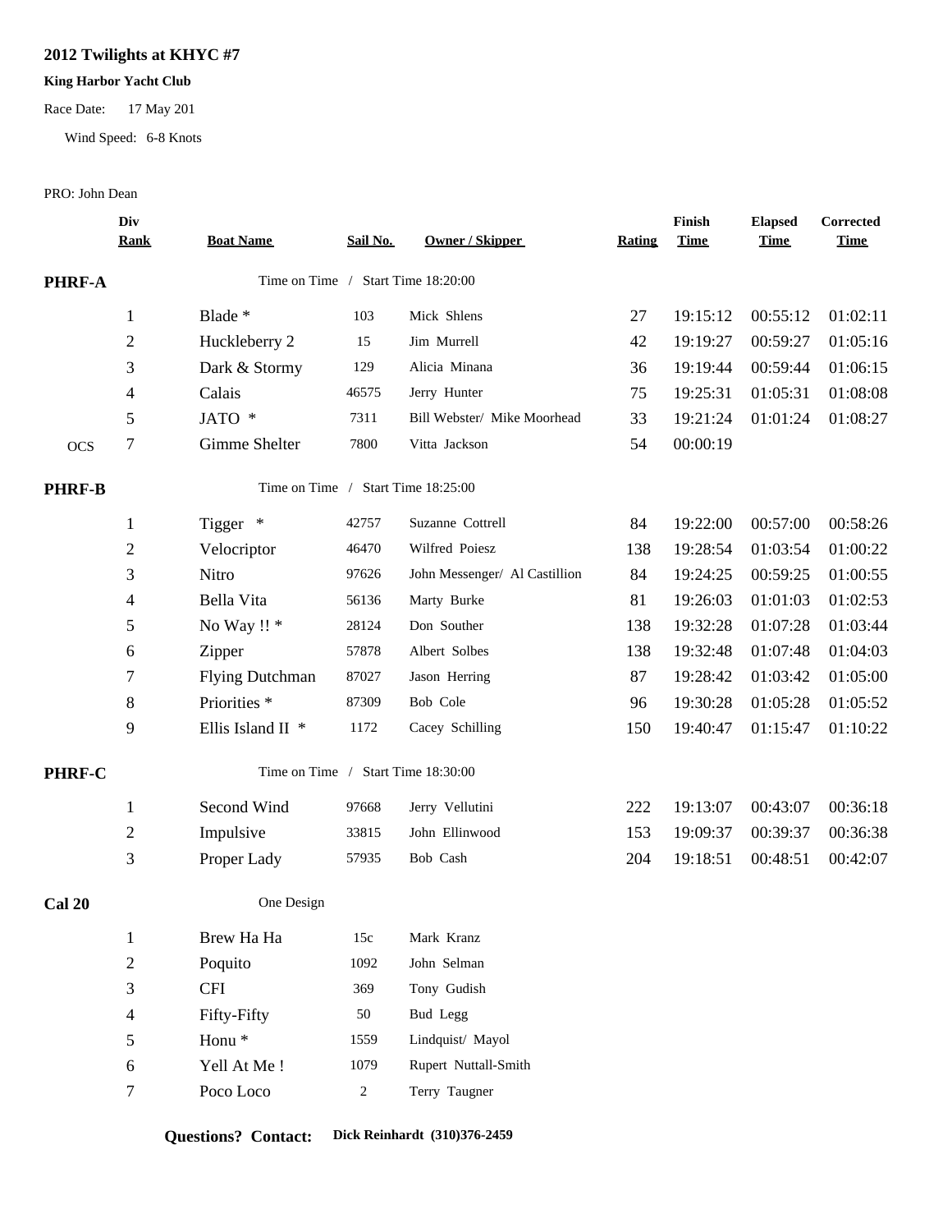## 2012 Twilights at KHYC #7

**King Harbor Yacht Club**

Race Date: 17 May 201

Wind Speed: 6-8 Knots

PRO: John Dean

| | Div Rank | Boat Name | Sail No. | Owner / Skipper | Rating | Finish Time | Elapsed Time | Corrected Time |
|---|---|---|---|---|---|---|---|---|
| **PHRF-A** | | Time on Time / Start Time 18:20:00 | | | | | | |
| | 1 | Blade * | 103 | Mick Shlens | 27 | 19:15:12 | 00:55:12 | 01:02:11 |
| | 2 | Huckleberry 2 | 15 | Jim Murrell | 42 | 19:19:27 | 00:59:27 | 01:05:16 |
| | 3 | Dark & Stormy | 129 | Alicia Minana | 36 | 19:19:44 | 00:59:44 | 01:06:15 |
| | 4 | Calais | 46575 | Jerry Hunter | 75 | 19:25:31 | 01:05:31 | 01:08:08 |
| | 5 | JATO * | 7311 | Bill Webster/ Mike Moorhead | 33 | 19:21:24 | 01:01:24 | 01:08:27 |
| OCS | 7 | Gimme Shelter | 7800 | Vitta Jackson | 54 | 00:00:19 | | |
| **PHRF-B** | | Time on Time / Start Time 18:25:00 | | | | | | |
| | 1 | Tigger * | 42757 | Suzanne Cottrell | 84 | 19:22:00 | 00:57:00 | 00:58:26 |
| | 2 | Velocriptor | 46470 | Wilfred Poiesz | 138 | 19:28:54 | 01:03:54 | 01:00:22 |
| | 3 | Nitro | 97626 | John Messenger/ Al Castillion | 84 | 19:24:25 | 00:59:25 | 01:00:55 |
| | 4 | Bella Vita | 56136 | Marty Burke | 81 | 19:26:03 | 01:01:03 | 01:02:53 |
| | 5 | No Way !! * | 28124 | Don Souther | 138 | 19:32:28 | 01:07:28 | 01:03:44 |
| | 6 | Zipper | 57878 | Albert Solbes | 138 | 19:32:48 | 01:07:48 | 01:04:03 |
| | 7 | Flying Dutchman | 87027 | Jason Herring | 87 | 19:28:42 | 01:03:42 | 01:05:00 |
| | 8 | Priorities * | 87309 | Bob Cole | 96 | 19:30:28 | 01:05:28 | 01:05:52 |
| | 9 | Ellis Island II * | 1172 | Cacey Schilling | 150 | 19:40:47 | 01:15:47 | 01:10:22 |
| **PHRF-C** | | Time on Time / Start Time 18:30:00 | | | | | | |
| | 1 | Second Wind | 97668 | Jerry Vellutini | 222 | 19:13:07 | 00:43:07 | 00:36:18 |
| | 2 | Impulsive | 33815 | John Ellinwood | 153 | 19:09:37 | 00:39:37 | 00:36:38 |
| | 3 | Proper Lady | 57935 | Bob Cash | 204 | 19:18:51 | 00:48:51 | 00:42:07 |
| **Cal 20** | | One Design | | | | | | |
| | 1 | Brew Ha Ha | 15c | Mark Kranz | | | | |
| | 2 | Poquito | 1092 | John Selman | | | | |
| | 3 | CFI | 369 | Tony Gudish | | | | |
| | 4 | Fifty-Fifty | 50 | Bud Legg | | | | |
| | 5 | Honu * | 1559 | Lindquist/ Mayol | | | | |
| | 6 | Yell At Me ! | 1079 | Rupert Nuttall-Smith | | | | |
| | 7 | Poco Loco | 2 | Terry Taugner | | | | |

**Questions? Contact: Dick Reinhardt (310)376-2459**